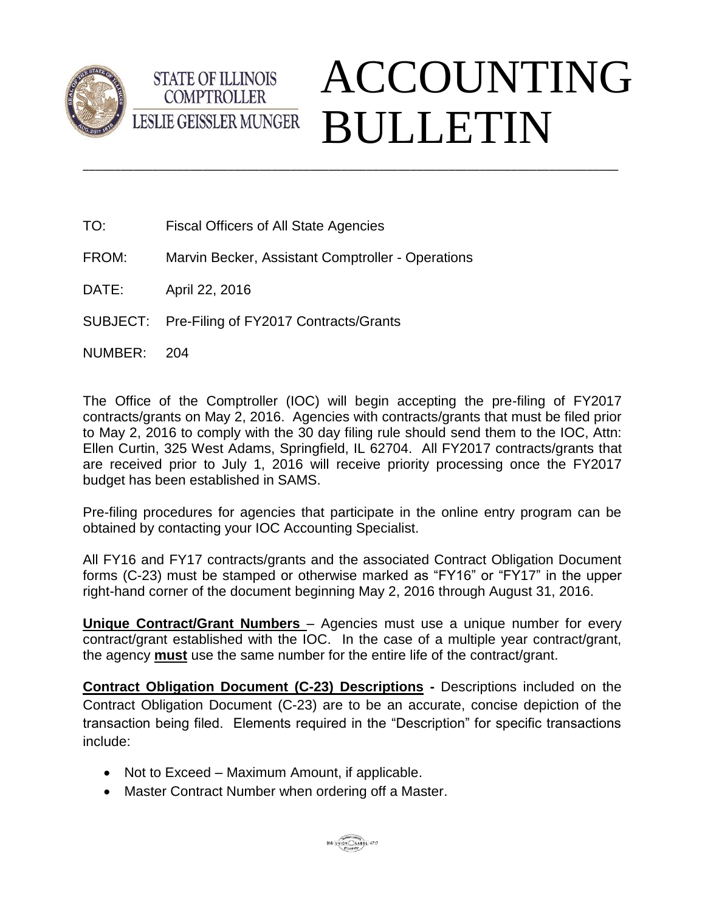STATE OF ILLINOIS
COMPTROLLER
LESLIE GEISSLER MUNGER

# ACCOUNTING BULLETIN

---

TO: Fiscal Officers of All State Agencies

FROM: Marvin Becker, Assistant Comptroller - Operations

DATE: April 22, 2016

SUBJECT: Pre-Filing of FY2017 Contracts/Grants

NUMBER: 204

The Office of the Comptroller (IOC) will begin accepting the pre-filing of FY2017 contracts/grants on May 2, 2016. Agencies with contracts/grants that must be filed prior to May 2, 2016 to comply with the 30 day filing rule should send them to the IOC, Attn: Ellen Curtin, 325 West Adams, Springfield, IL 62704. All FY2017 contracts/grants that are received prior to July 1, 2016 will receive priority processing once the FY2017 budget has been established in SAMS.

Pre-filing procedures for agencies that participate in the online entry program can be obtained by contacting your IOC Accounting Specialist.

All FY16 and FY17 contracts/grants and the associated Contract Obligation Document forms (C-23) must be stamped or otherwise marked as "FY16" or "FY17" in the upper right-hand corner of the document beginning May 2, 2016 through August 31, 2016.

**Unique Contract/Grant Numbers** – Agencies must use a unique number for every contract/grant established with the IOC. In the case of a multiple year contract/grant, the agency **must** use the same number for the entire life of the contract/grant.

**Contract Obligation Document (C-23) Descriptions -** Descriptions included on the Contract Obligation Document (C-23) are to be an accurate, concise depiction of the transaction being filed. Elements required in the "Description" for specific transactions include:

- Not to Exceed – Maximum Amount, if applicable.
- Master Contract Number when ordering off a Master.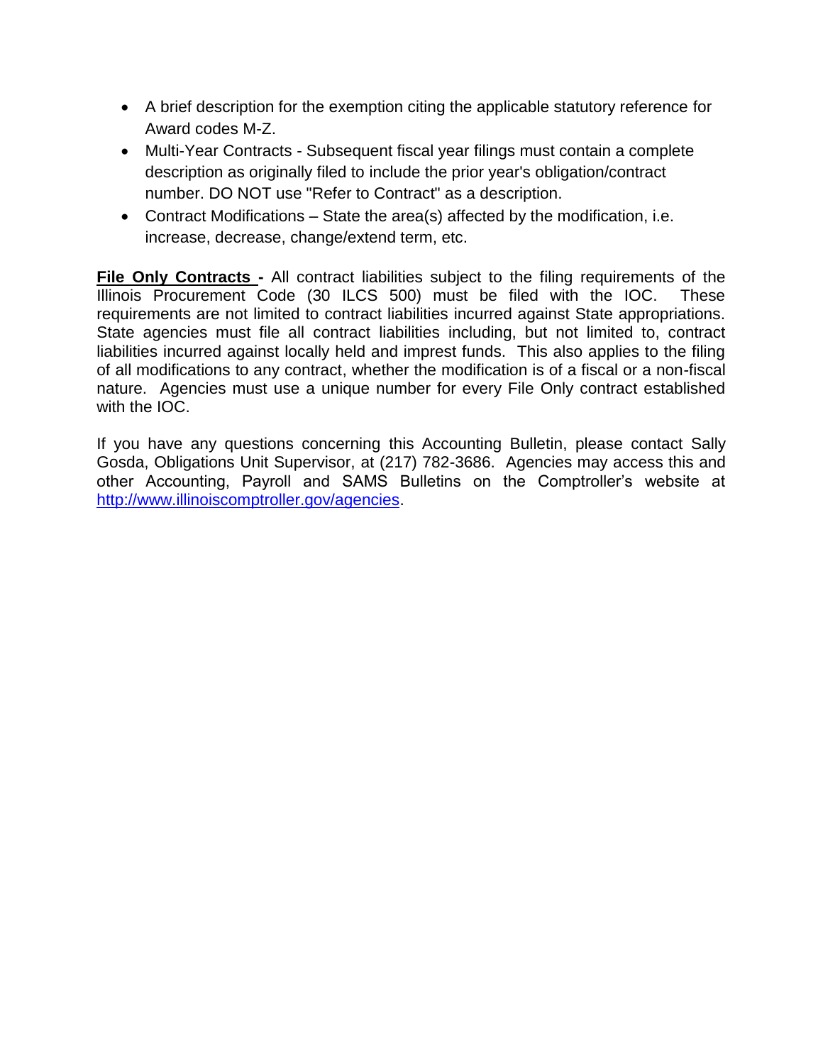- A brief description for the exemption citing the applicable statutory reference for Award codes M-Z.
- Multi-Year Contracts - Subsequent fiscal year filings must contain a complete description as originally filed to include the prior year's obligation/contract number. DO NOT use "Refer to Contract" as a description.
- Contract Modifications – State the area(s) affected by the modification, i.e. increase, decrease, change/extend term, etc.

**File Only Contracts -** All contract liabilities subject to the filing requirements of the Illinois Procurement Code (30 ILCS 500) must be filed with the IOC. These requirements are not limited to contract liabilities incurred against State appropriations. State agencies must file all contract liabilities including, but not limited to, contract liabilities incurred against locally held and imprest funds. This also applies to the filing of all modifications to any contract, whether the modification is of a fiscal or a non-fiscal nature. Agencies must use a unique number for every File Only contract established with the IOC.

If you have any questions concerning this Accounting Bulletin, please contact Sally Gosda, Obligations Unit Supervisor, at (217) 782-3686. Agencies may access this and other Accounting, Payroll and SAMS Bulletins on the Comptroller's website at http://www.illinoiscomptroller.gov/agencies.